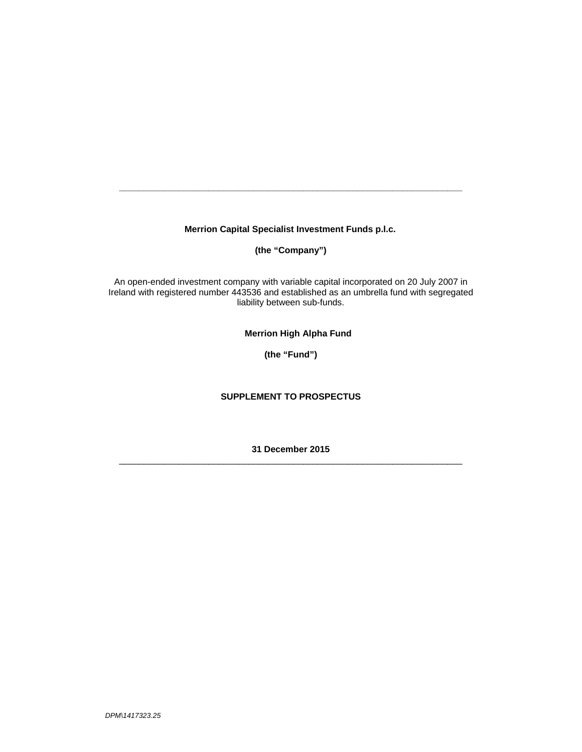---

**Merrion Capital Specialist Investment Funds p.l.c.**

**(the "Company")**

An open-ended investment company with variable capital incorporated on 20 July 2007 in Ireland with registered number 443536 and established as an umbrella fund with segregated liability between sub-funds.

**Merrion High Alpha Fund**

**(the "Fund")**

**SUPPLEMENT TO PROSPECTUS**

**31 December 2015**

---

*DPM\1417323.25*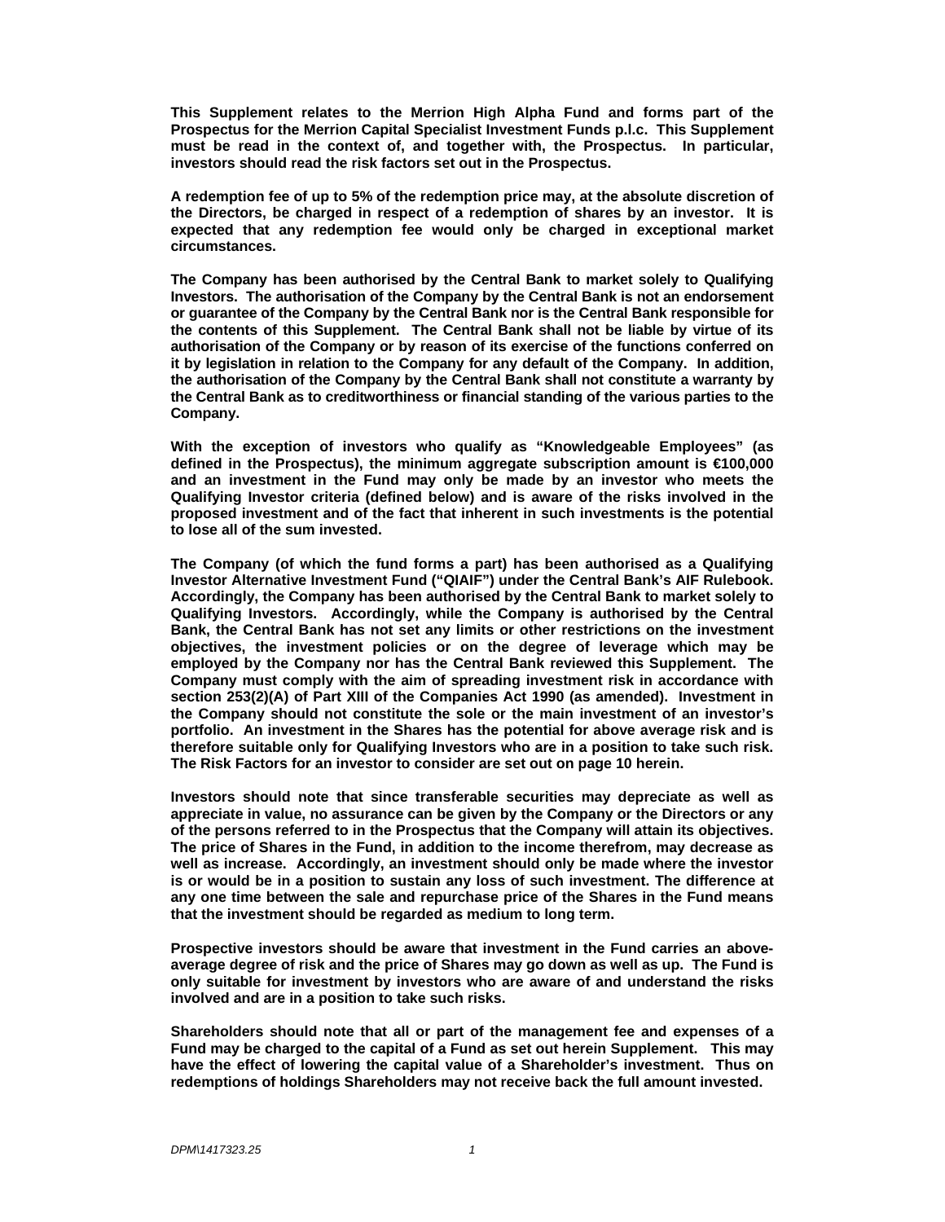**This Supplement relates to the Merrion High Alpha Fund and forms part of the Prospectus for the Merrion Capital Specialist Investment Funds p.l.c. This Supplement must be read in the context of, and together with, the Prospectus. In particular, investors should read the risk factors set out in the Prospectus.**

**A redemption fee of up to 5% of the redemption price may, at the absolute discretion of the Directors, be charged in respect of a redemption of shares by an investor. It is expected that any redemption fee would only be charged in exceptional market circumstances.**

**The Company has been authorised by the Central Bank to market solely to Qualifying Investors. The authorisation of the Company by the Central Bank is not an endorsement or guarantee of the Company by the Central Bank nor is the Central Bank responsible for the contents of this Supplement. The Central Bank shall not be liable by virtue of its authorisation of the Company or by reason of its exercise of the functions conferred on it by legislation in relation to the Company for any default of the Company. In addition, the authorisation of the Company by the Central Bank shall not constitute a warranty by the Central Bank as to creditworthiness or financial standing of the various parties to the Company.**

**With the exception of investors who qualify as "Knowledgeable Employees" (as defined in the Prospectus), the minimum aggregate subscription amount is €100,000 and an investment in the Fund may only be made by an investor who meets the Qualifying Investor criteria (defined below) and is aware of the risks involved in the proposed investment and of the fact that inherent in such investments is the potential to lose all of the sum invested.**

**The Company (of which the fund forms a part) has been authorised as a Qualifying Investor Alternative Investment Fund ("QIAIF") under the Central Bank's AIF Rulebook. Accordingly, the Company has been authorised by the Central Bank to market solely to Qualifying Investors. Accordingly, while the Company is authorised by the Central Bank, the Central Bank has not set any limits or other restrictions on the investment objectives, the investment policies or on the degree of leverage which may be employed by the Company nor has the Central Bank reviewed this Supplement. The Company must comply with the aim of spreading investment risk in accordance with section 253(2)(A) of Part XIII of the Companies Act 1990 (as amended). Investment in the Company should not constitute the sole or the main investment of an investor's portfolio. An investment in the Shares has the potential for above average risk and is therefore suitable only for Qualifying Investors who are in a position to take such risk. The Risk Factors for an investor to consider are set out on page 10 herein.**

**Investors should note that since transferable securities may depreciate as well as appreciate in value, no assurance can be given by the Company or the Directors or any of the persons referred to in the Prospectus that the Company will attain its objectives. The price of Shares in the Fund, in addition to the income therefrom, may decrease as well as increase. Accordingly, an investment should only be made where the investor is or would be in a position to sustain any loss of such investment. The difference at any one time between the sale and repurchase price of the Shares in the Fund means that the investment should be regarded as medium to long term.**

**Prospective investors should be aware that investment in the Fund carries an above-average degree of risk and the price of Shares may go down as well as up. The Fund is only suitable for investment by investors who are aware of and understand the risks involved and are in a position to take such risks.**

**Shareholders should note that all or part of the management fee and expenses of a Fund may be charged to the capital of a Fund as set out herein Supplement. This may have the effect of lowering the capital value of a Shareholder's investment. Thus on redemptions of holdings Shareholders may not receive back the full amount invested.**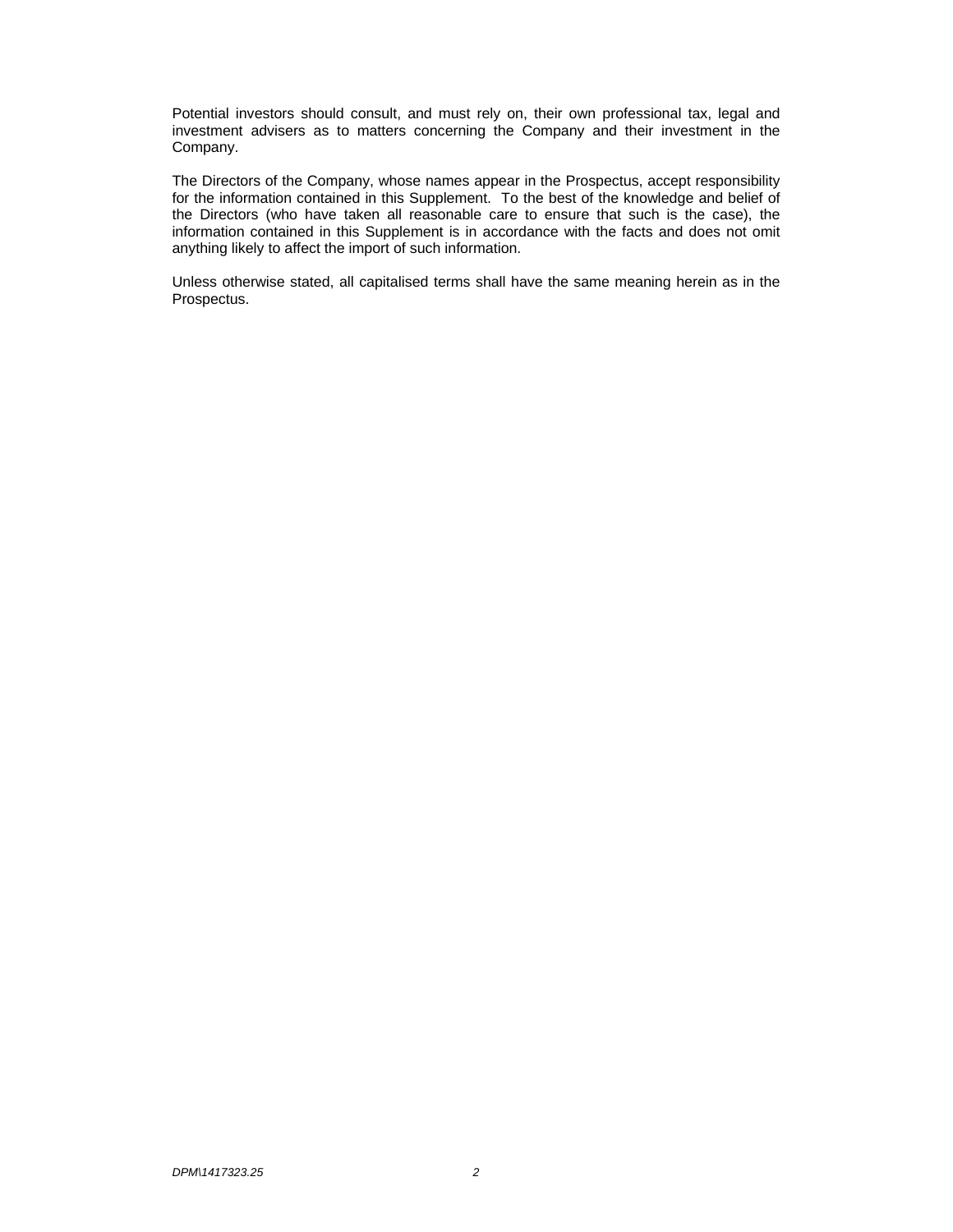Potential investors should consult, and must rely on, their own professional tax, legal and investment advisers as to matters concerning the Company and their investment in the Company.

The Directors of the Company, whose names appear in the Prospectus, accept responsibility for the information contained in this Supplement. To the best of the knowledge and belief of the Directors (who have taken all reasonable care to ensure that such is the case), the information contained in this Supplement is in accordance with the facts and does not omit anything likely to affect the import of such information.

Unless otherwise stated, all capitalised terms shall have the same meaning herein as in the Prospectus.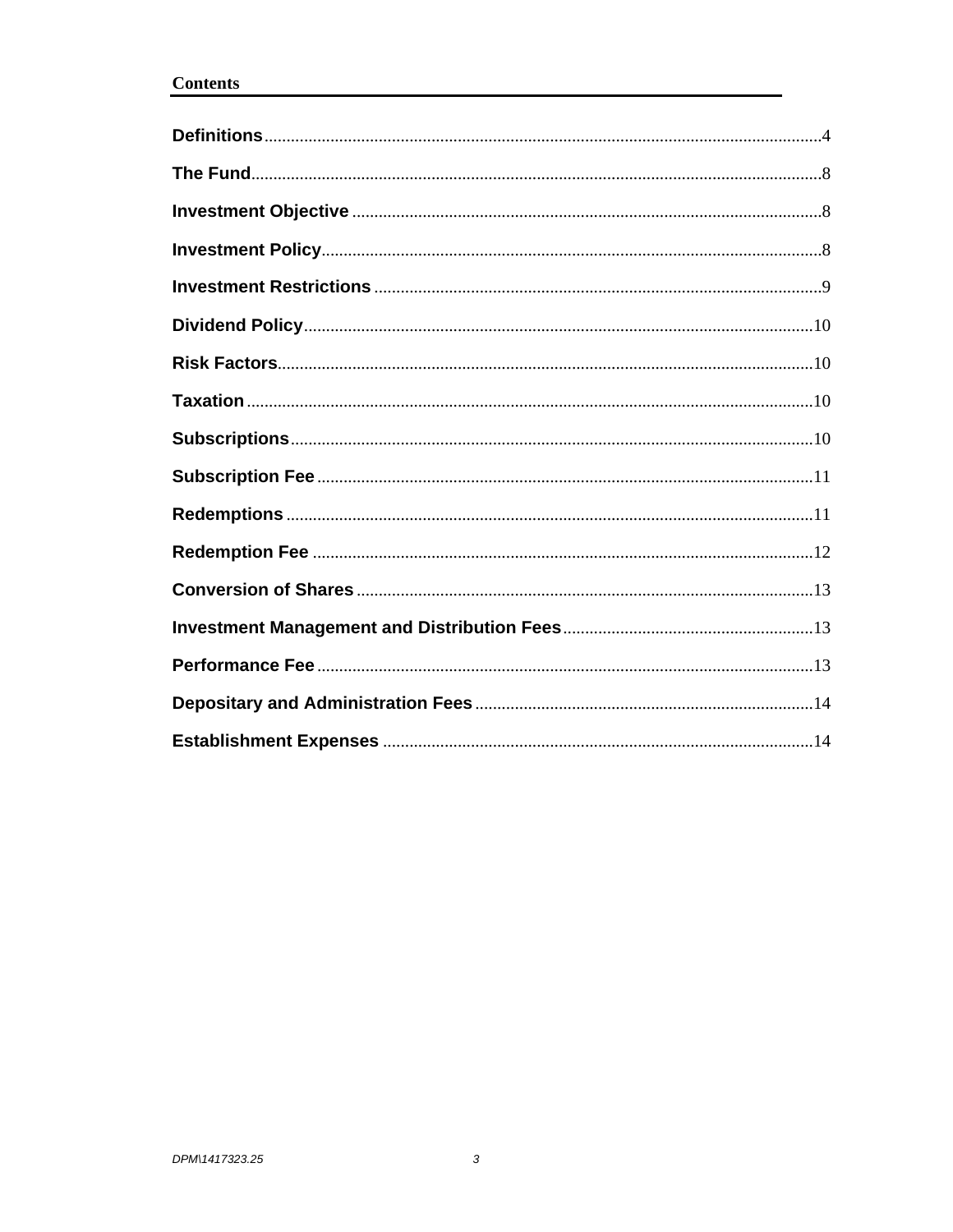## Contents

**Definitions**.....4

**The Fund**.....8

**Investment Objective**.....8

**Investment Policy**.....8

**Investment Restrictions**.....9

**Dividend Policy**.....10

**Risk Factors**.....10

**Taxation**.....10

**Subscriptions**.....10

**Subscription Fee**.....11

**Redemptions**.....11

**Redemption Fee**.....12

**Conversion of Shares**.....13

**Investment Management and Distribution Fees**.....13

**Performance Fee**.....13

**Depositary and Administration Fees**.....14

**Establishment Expenses**.....14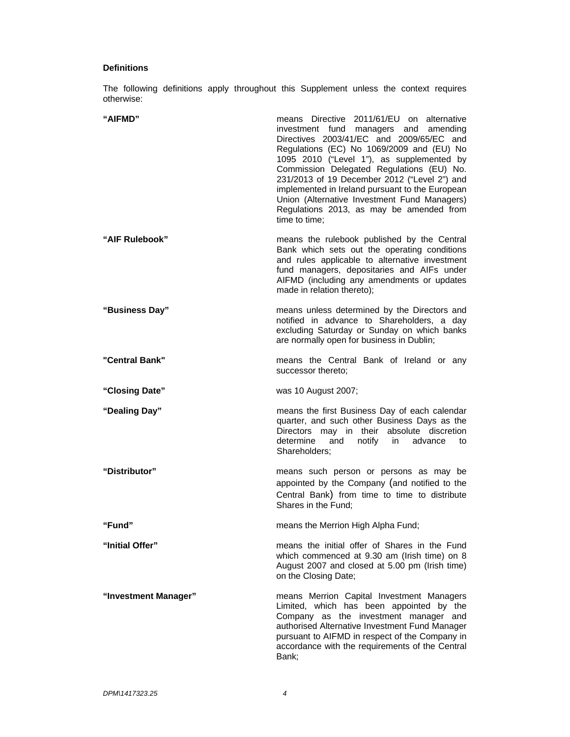**Definitions**

The following definitions apply throughout this Supplement unless the context requires otherwise:

| | |
|---|---|
| **"AIFMD"** | means Directive 2011/61/EU on alternative investment fund managers and amending Directives 2003/41/EC and 2009/65/EC and Regulations (EC) No 1069/2009 and (EU) No 1095 2010 ("Level 1"), as supplemented by Commission Delegated Regulations (EU) No. 231/2013 of 19 December 2012 ("Level 2") and implemented in Ireland pursuant to the European Union (Alternative Investment Fund Managers) Regulations 2013, as may be amended from time to time; |
| **"AIF Rulebook"** | means the rulebook published by the Central Bank which sets out the operating conditions and rules applicable to alternative investment fund managers, depositaries and AIFs under AIFMD (including any amendments or updates made in relation thereto); |
| **"Business Day"** | means unless determined by the Directors and notified in advance to Shareholders, a day excluding Saturday or Sunday on which banks are normally open for business in Dublin; |
| **"Central Bank"** | means the Central Bank of Ireland or any successor thereto; |
| **"Closing Date"** | was 10 August 2007; |
| **"Dealing Day"** | means the first Business Day of each calendar quarter, and such other Business Days as the Directors may in their absolute discretion determine and notify in advance to Shareholders; |
| **"Distributor"** | means such person or persons as may be appointed by the Company (and notified to the Central Bank) from time to time to distribute Shares in the Fund; |
| **"Fund"** | means the Merrion High Alpha Fund; |
| **"Initial Offer"** | means the initial offer of Shares in the Fund which commenced at 9.30 am (Irish time) on 8 August 2007 and closed at 5.00 pm (Irish time) on the Closing Date; |
| **"Investment Manager"** | means Merrion Capital Investment Managers Limited, which has been appointed by the Company as the investment manager and authorised Alternative Investment Fund Manager pursuant to AIFMD in respect of the Company in accordance with the requirements of the Central Bank; |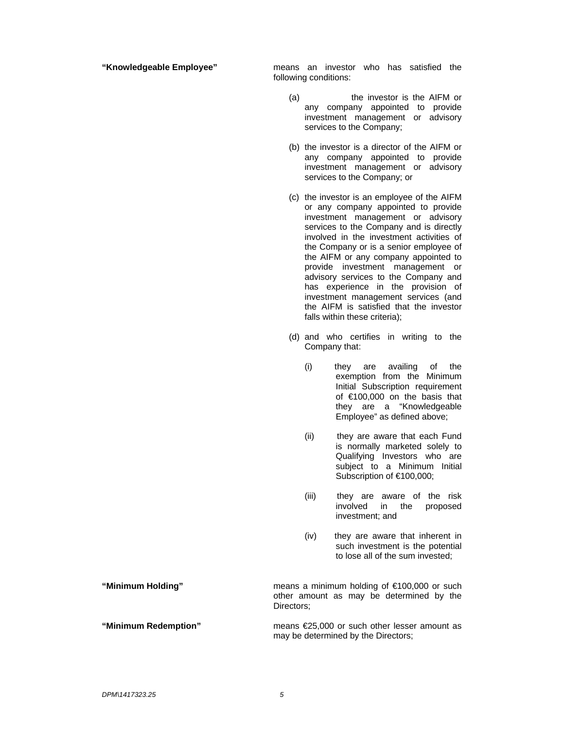**“Knowledgeable Employee”** means an investor who has satisfied the following conditions:

(a) the investor is the AIFM or any company appointed to provide investment management or advisory services to the Company;

(b) the investor is a director of the AIFM or any company appointed to provide investment management or advisory services to the Company; or

(c) the investor is an employee of the AIFM or any company appointed to provide investment management or advisory services to the Company and is directly involved in the investment activities of the Company or is a senior employee of the AIFM or any company appointed to provide investment management or advisory services to the Company and has experience in the provision of investment management services (and the AIFM is satisfied that the investor falls within these criteria);

(d) and who certifies in writing to the Company that:

(i) they are availing of the exemption from the Minimum Initial Subscription requirement of €100,000 on the basis that they are a “Knowledgeable Employee” as defined above;

(ii) they are aware that each Fund is normally marketed solely to Qualifying Investors who are subject to a Minimum Initial Subscription of €100,000;

(iii) they are aware of the risk involved in the proposed investment; and

(iv) they are aware that inherent in such investment is the potential to lose all of the sum invested;

**“Minimum Holding”** means a minimum holding of €100,000 or such other amount as may be determined by the Directors;

**“Minimum Redemption”** means €25,000 or such other lesser amount as may be determined by the Directors;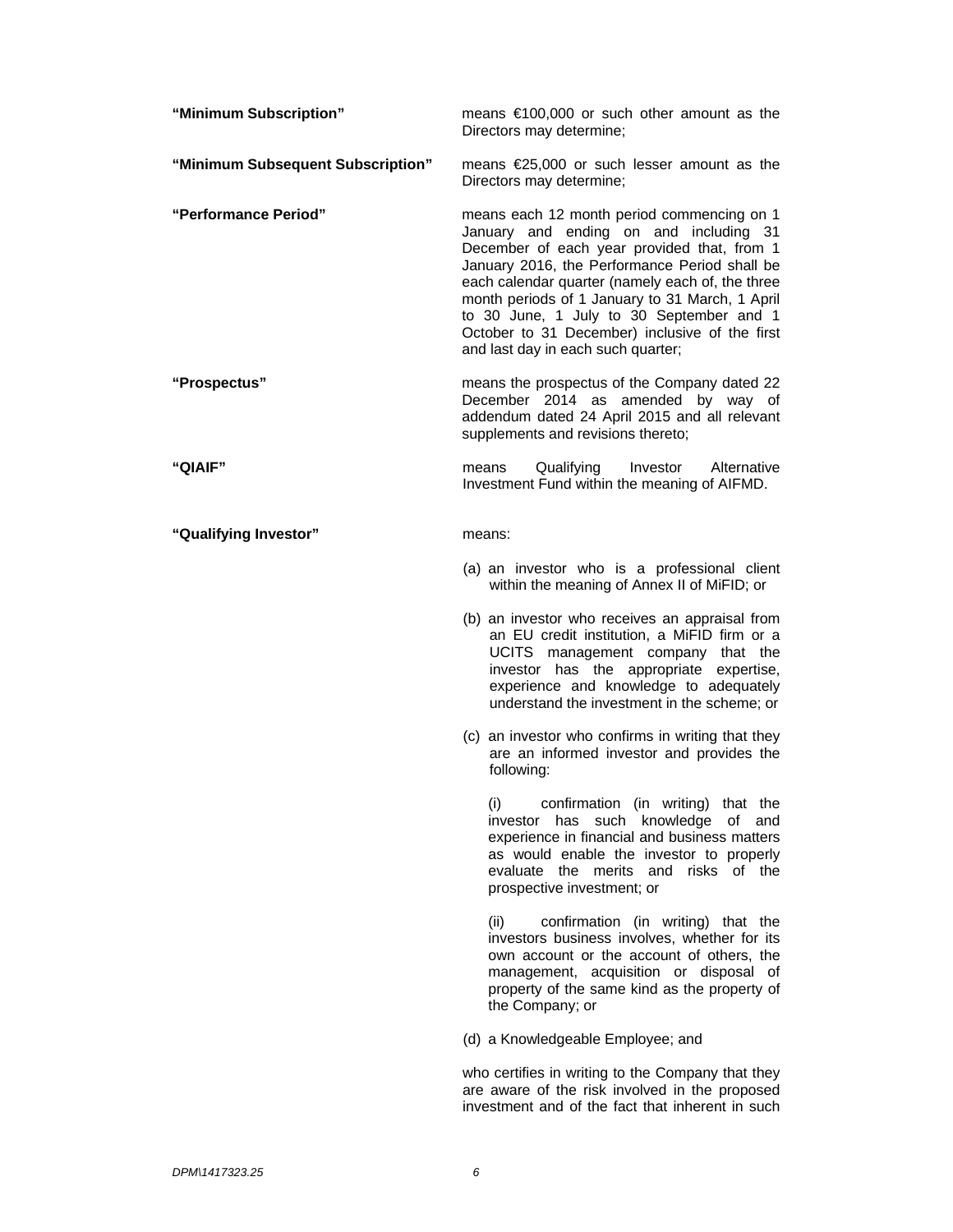**“Minimum Subscription”** means €100,000 or such other amount as the Directors may determine;

**“Minimum Subsequent Subscription”** means €25,000 or such lesser amount as the Directors may determine;

**“Performance Period”** means each 12 month period commencing on 1 January and ending on and including 31 December of each year provided that, from 1 January 2016, the Performance Period shall be each calendar quarter (namely each of, the three month periods of 1 January to 31 March, 1 April to 30 June, 1 July to 30 September and 1 October to 31 December) inclusive of the first and last day in each such quarter;

**“Prospectus”** means the prospectus of the Company dated 22 December 2014 as amended by way of addendum dated 24 April 2015 and all relevant supplements and revisions thereto;

**“QIAIF”** means Qualifying Investor Alternative Investment Fund within the meaning of AIFMD.

**“Qualifying Investor”** means:

(a) an investor who is a professional client within the meaning of Annex II of MiFID; or

(b) an investor who receives an appraisal from an EU credit institution, a MiFID firm or a UCITS management company that the investor has the appropriate expertise, experience and knowledge to adequately understand the investment in the scheme; or

(c) an investor who confirms in writing that they are an informed investor and provides the following:

(i) confirmation (in writing) that the investor has such knowledge of and experience in financial and business matters as would enable the investor to properly evaluate the merits and risks of the prospective investment; or

(ii) confirmation (in writing) that the investors business involves, whether for its own account or the account of others, the management, acquisition or disposal of property of the same kind as the property of the Company; or

(d) a Knowledgeable Employee; and

who certifies in writing to the Company that they are aware of the risk involved in the proposed investment and of the fact that inherent in such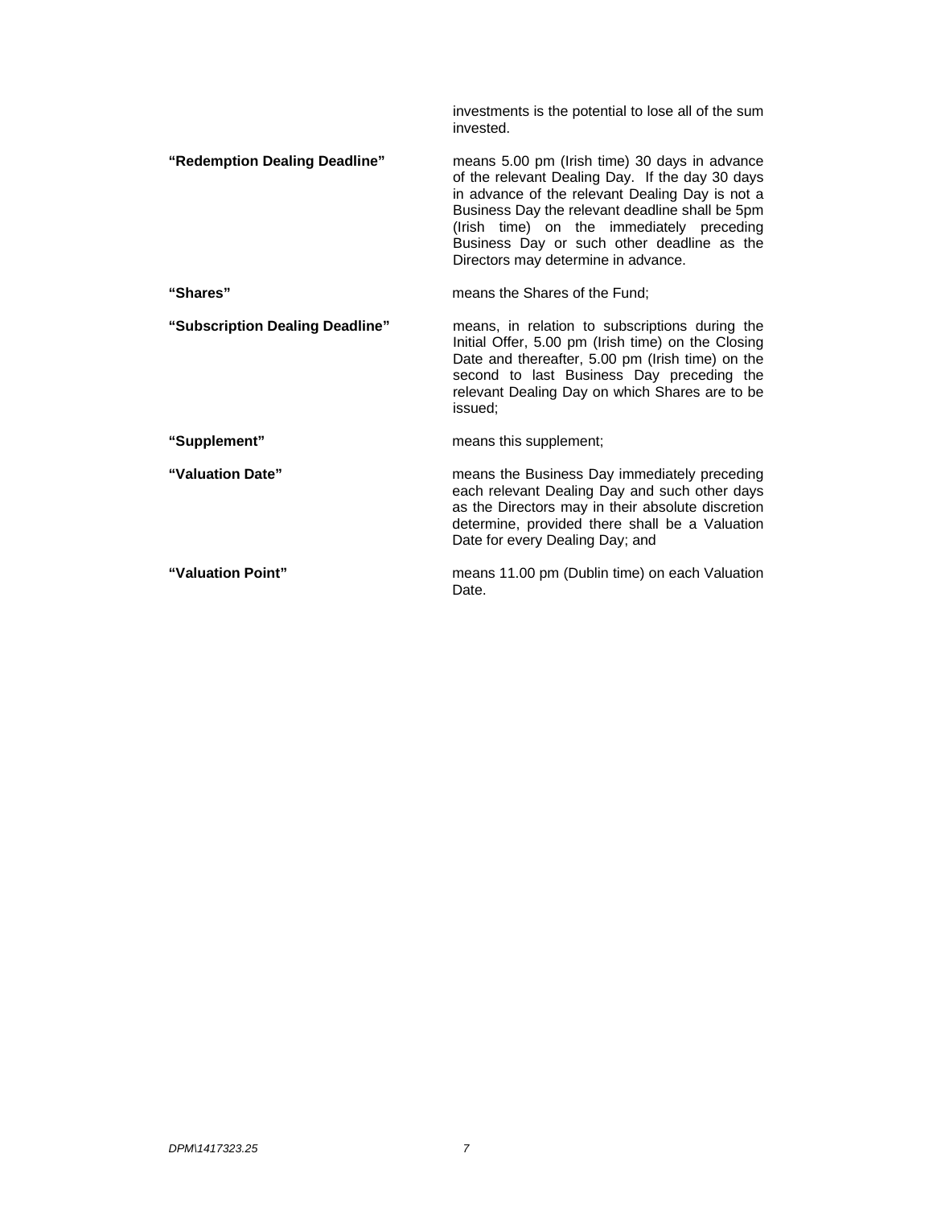| | |
|---|---|
| | investments is the potential to lose all of the sum invested. |
| **"Redemption Dealing Deadline"** | means 5.00 pm (Irish time) 30 days in advance of the relevant Dealing Day. If the day 30 days in advance of the relevant Dealing Day is not a Business Day the relevant deadline shall be 5pm (Irish time) on the immediately preceding Business Day or such other deadline as the Directors may determine in advance. |
| **"Shares"** | means the Shares of the Fund; |
| **"Subscription Dealing Deadline"** | means, in relation to subscriptions during the Initial Offer, 5.00 pm (Irish time) on the Closing Date and thereafter, 5.00 pm (Irish time) on the second to last Business Day preceding the relevant Dealing Day on which Shares are to be issued; |
| **"Supplement"** | means this supplement; |
| **"Valuation Date"** | means the Business Day immediately preceding each relevant Dealing Day and such other days as the Directors may in their absolute discretion determine, provided there shall be a Valuation Date for every Dealing Day; and |
| **"Valuation Point"** | means 11.00 pm (Dublin time) on each Valuation Date. |

*DPM\1417323.25*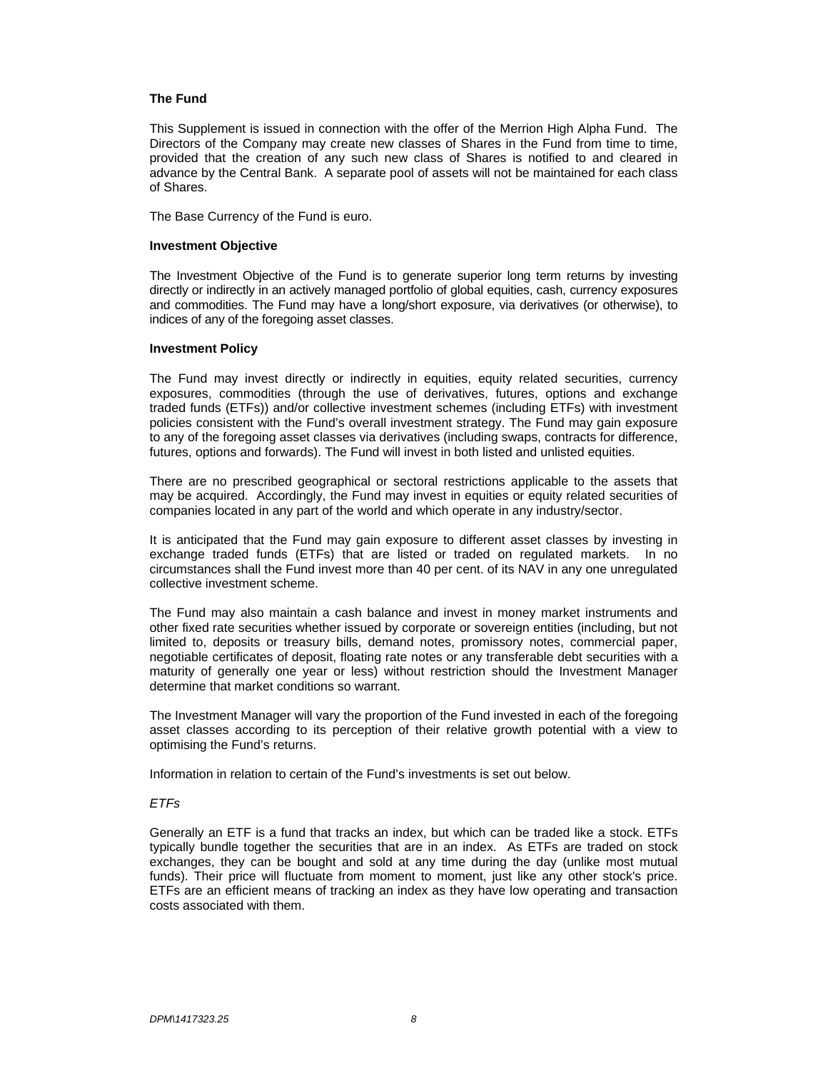**The Fund**

This Supplement is issued in connection with the offer of the Merrion High Alpha Fund. The Directors of the Company may create new classes of Shares in the Fund from time to time, provided that the creation of any such new class of Shares is notified to and cleared in advance by the Central Bank. A separate pool of assets will not be maintained for each class of Shares.

The Base Currency of the Fund is euro.

**Investment Objective**

The Investment Objective of the Fund is to generate superior long term returns by investing directly or indirectly in an actively managed portfolio of global equities, cash, currency exposures and commodities. The Fund may have a long/short exposure, via derivatives (or otherwise), to indices of any of the foregoing asset classes.

**Investment Policy**

The Fund may invest directly or indirectly in equities, equity related securities, currency exposures, commodities (through the use of derivatives, futures, options and exchange traded funds (ETFs)) and/or collective investment schemes (including ETFs) with investment policies consistent with the Fund's overall investment strategy. The Fund may gain exposure to any of the foregoing asset classes via derivatives (including swaps, contracts for difference, futures, options and forwards). The Fund will invest in both listed and unlisted equities.

There are no prescribed geographical or sectoral restrictions applicable to the assets that may be acquired. Accordingly, the Fund may invest in equities or equity related securities of companies located in any part of the world and which operate in any industry/sector.

It is anticipated that the Fund may gain exposure to different asset classes by investing in exchange traded funds (ETFs) that are listed or traded on regulated markets. In no circumstances shall the Fund invest more than 40 per cent. of its NAV in any one unregulated collective investment scheme.

The Fund may also maintain a cash balance and invest in money market instruments and other fixed rate securities whether issued by corporate or sovereign entities (including, but not limited to, deposits or treasury bills, demand notes, promissory notes, commercial paper, negotiable certificates of deposit, floating rate notes or any transferable debt securities with a maturity of generally one year or less) without restriction should the Investment Manager determine that market conditions so warrant.

The Investment Manager will vary the proportion of the Fund invested in each of the foregoing asset classes according to its perception of their relative growth potential with a view to optimising the Fund's returns.

Information in relation to certain of the Fund's investments is set out below.

*ETFs*

Generally an ETF is a fund that tracks an index, but which can be traded like a stock. ETFs typically bundle together the securities that are in an index. As ETFs are traded on stock exchanges, they can be bought and sold at any time during the day (unlike most mutual funds). Their price will fluctuate from moment to moment, just like any other stock's price. ETFs are an efficient means of tracking an index as they have low operating and transaction costs associated with them.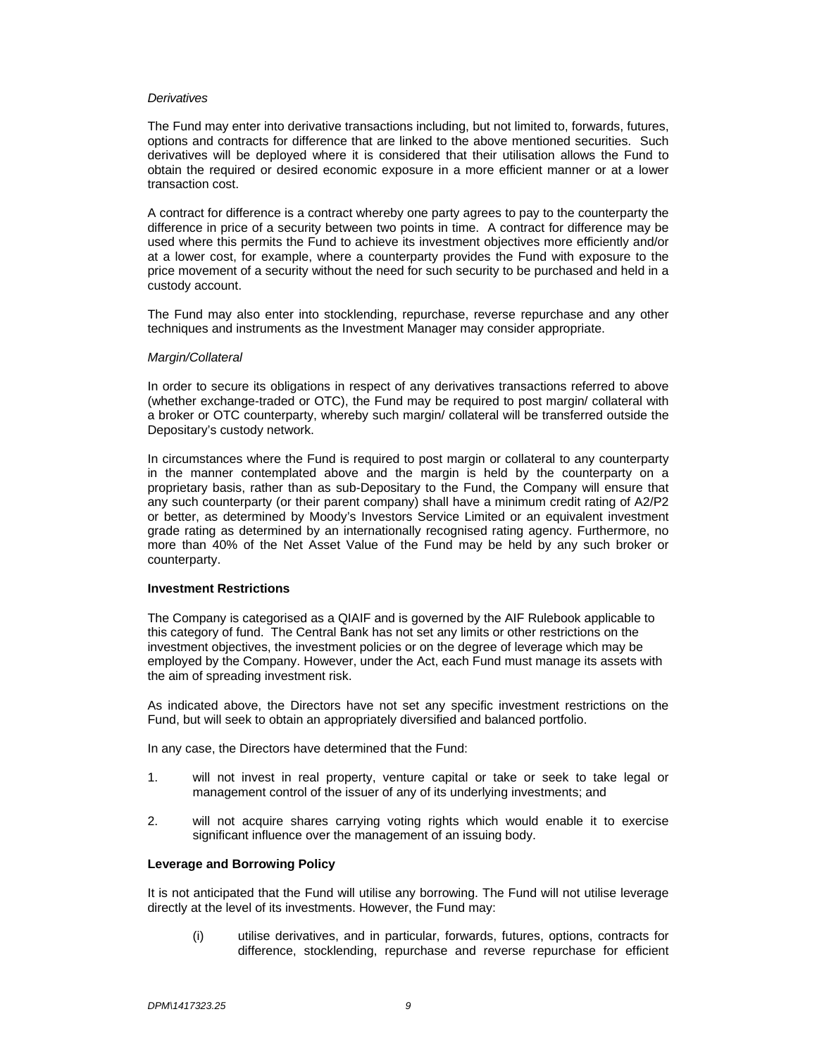*Derivatives*

The Fund may enter into derivative transactions including, but not limited to, forwards, futures, options and contracts for difference that are linked to the above mentioned securities. Such derivatives will be deployed where it is considered that their utilisation allows the Fund to obtain the required or desired economic exposure in a more efficient manner or at a lower transaction cost.

A contract for difference is a contract whereby one party agrees to pay to the counterparty the difference in price of a security between two points in time. A contract for difference may be used where this permits the Fund to achieve its investment objectives more efficiently and/or at a lower cost, for example, where a counterparty provides the Fund with exposure to the price movement of a security without the need for such security to be purchased and held in a custody account.

The Fund may also enter into stocklending, repurchase, reverse repurchase and any other techniques and instruments as the Investment Manager may consider appropriate.

*Margin/Collateral*

In order to secure its obligations in respect of any derivatives transactions referred to above (whether exchange-traded or OTC), the Fund may be required to post margin/ collateral with a broker or OTC counterparty, whereby such margin/ collateral will be transferred outside the Depositary's custody network.

In circumstances where the Fund is required to post margin or collateral to any counterparty in the manner contemplated above and the margin is held by the counterparty on a proprietary basis, rather than as sub-Depositary to the Fund, the Company will ensure that any such counterparty (or their parent company) shall have a minimum credit rating of A2/P2 or better, as determined by Moody's Investors Service Limited or an equivalent investment grade rating as determined by an internationally recognised rating agency. Furthermore, no more than 40% of the Net Asset Value of the Fund may be held by any such broker or counterparty.

**Investment Restrictions**

The Company is categorised as a QIAIF and is governed by the AIF Rulebook applicable to this category of fund. The Central Bank has not set any limits or other restrictions on the investment objectives, the investment policies or on the degree of leverage which may be employed by the Company. However, under the Act, each Fund must manage its assets with the aim of spreading investment risk.

As indicated above, the Directors have not set any specific investment restrictions on the Fund, but will seek to obtain an appropriately diversified and balanced portfolio.

In any case, the Directors have determined that the Fund:

1. will not invest in real property, venture capital or take or seek to take legal or management control of the issuer of any of its underlying investments; and

2. will not acquire shares carrying voting rights which would enable it to exercise significant influence over the management of an issuing body.

**Leverage and Borrowing Policy**

It is not anticipated that the Fund will utilise any borrowing. The Fund will not utilise leverage directly at the level of its investments. However, the Fund may:

(i) utilise derivatives, and in particular, forwards, futures, options, contracts for difference, stocklending, repurchase and reverse repurchase for efficient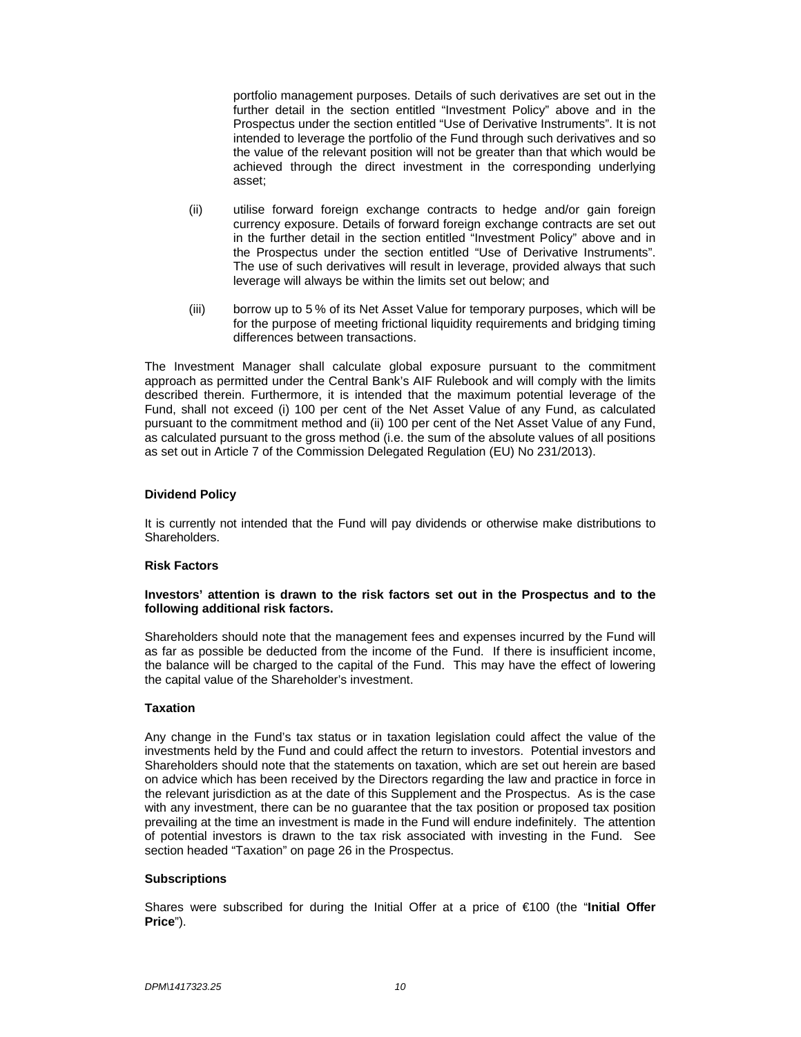portfolio management purposes. Details of such derivatives are set out in the further detail in the section entitled "Investment Policy" above and in the Prospectus under the section entitled "Use of Derivative Instruments". It is not intended to leverage the portfolio of the Fund through such derivatives and so the value of the relevant position will not be greater than that which would be achieved through the direct investment in the corresponding underlying asset;

(ii) utilise forward foreign exchange contracts to hedge and/or gain foreign currency exposure. Details of forward foreign exchange contracts are set out in the further detail in the section entitled "Investment Policy" above and in the Prospectus under the section entitled "Use of Derivative Instruments". The use of such derivatives will result in leverage, provided always that such leverage will always be within the limits set out below; and

(iii) borrow up to 5 % of its Net Asset Value for temporary purposes, which will be for the purpose of meeting frictional liquidity requirements and bridging timing differences between transactions.

The Investment Manager shall calculate global exposure pursuant to the commitment approach as permitted under the Central Bank's AIF Rulebook and will comply with the limits described therein. Furthermore, it is intended that the maximum potential leverage of the Fund, shall not exceed (i) 100 per cent of the Net Asset Value of any Fund, as calculated pursuant to the commitment method and (ii) 100 per cent of the Net Asset Value of any Fund, as calculated pursuant to the gross method (i.e. the sum of the absolute values of all positions as set out in Article 7 of the Commission Delegated Regulation (EU) No 231/2013).

**Dividend Policy**

It is currently not intended that the Fund will pay dividends or otherwise make distributions to Shareholders.

**Risk Factors**

**Investors' attention is drawn to the risk factors set out in the Prospectus and to the following additional risk factors.**

Shareholders should note that the management fees and expenses incurred by the Fund will as far as possible be deducted from the income of the Fund. If there is insufficient income, the balance will be charged to the capital of the Fund. This may have the effect of lowering the capital value of the Shareholder's investment.

**Taxation**

Any change in the Fund's tax status or in taxation legislation could affect the value of the investments held by the Fund and could affect the return to investors. Potential investors and Shareholders should note that the statements on taxation, which are set out herein are based on advice which has been received by the Directors regarding the law and practice in force in the relevant jurisdiction as at the date of this Supplement and the Prospectus. As is the case with any investment, there can be no guarantee that the tax position or proposed tax position prevailing at the time an investment is made in the Fund will endure indefinitely. The attention of potential investors is drawn to the tax risk associated with investing in the Fund. See section headed "Taxation" on page 26 in the Prospectus.

**Subscriptions**

Shares were subscribed for during the Initial Offer at a price of €100 (the "**Initial Offer Price**").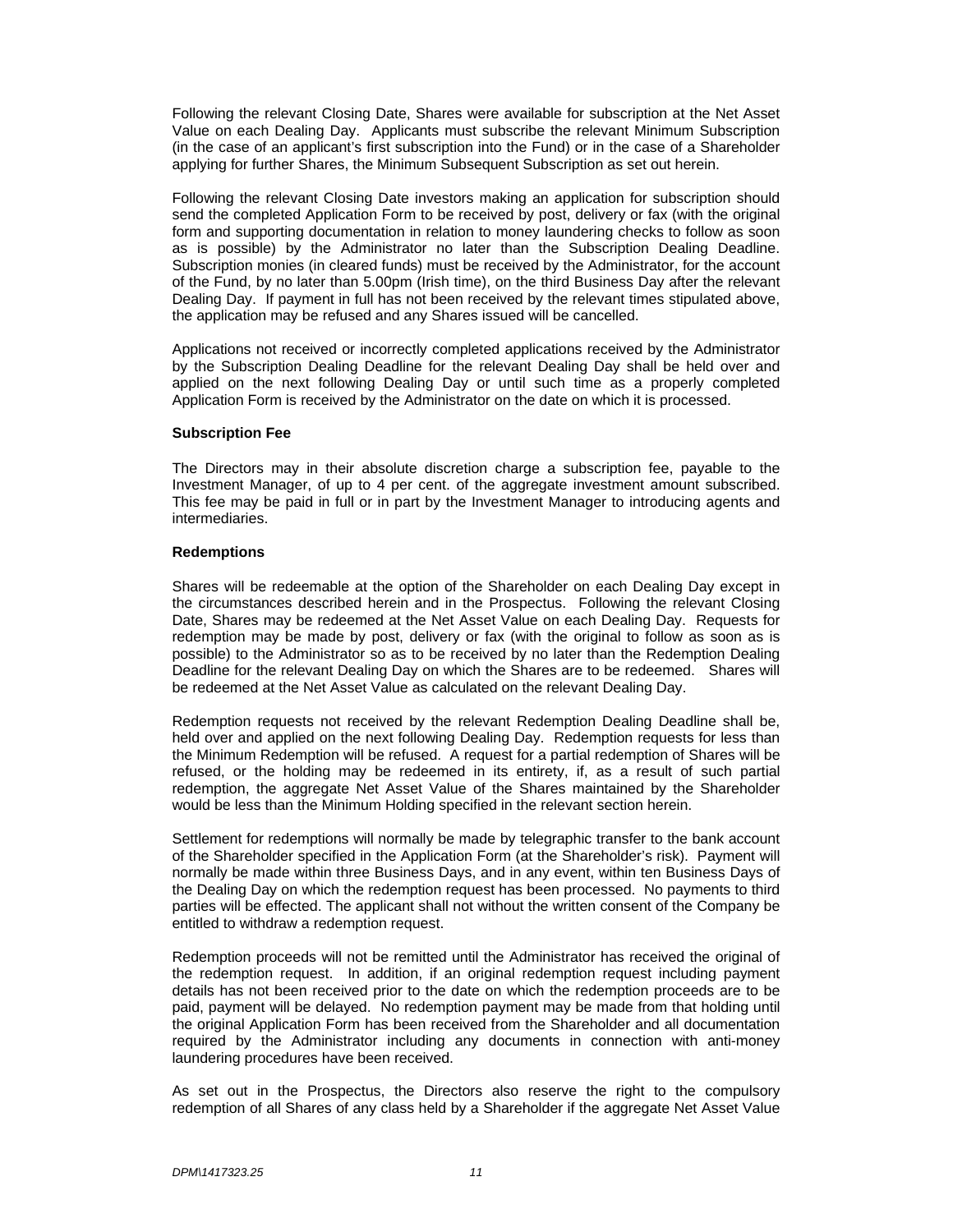Following the relevant Closing Date, Shares were available for subscription at the Net Asset Value on each Dealing Day. Applicants must subscribe the relevant Minimum Subscription (in the case of an applicant's first subscription into the Fund) or in the case of a Shareholder applying for further Shares, the Minimum Subsequent Subscription as set out herein.

Following the relevant Closing Date investors making an application for subscription should send the completed Application Form to be received by post, delivery or fax (with the original form and supporting documentation in relation to money laundering checks to follow as soon as is possible) by the Administrator no later than the Subscription Dealing Deadline. Subscription monies (in cleared funds) must be received by the Administrator, for the account of the Fund, by no later than 5.00pm (Irish time), on the third Business Day after the relevant Dealing Day. If payment in full has not been received by the relevant times stipulated above, the application may be refused and any Shares issued will be cancelled.

Applications not received or incorrectly completed applications received by the Administrator by the Subscription Dealing Deadline for the relevant Dealing Day shall be held over and applied on the next following Dealing Day or until such time as a properly completed Application Form is received by the Administrator on the date on which it is processed.

**Subscription Fee**

The Directors may in their absolute discretion charge a subscription fee, payable to the Investment Manager, of up to 4 per cent. of the aggregate investment amount subscribed. This fee may be paid in full or in part by the Investment Manager to introducing agents and intermediaries.

**Redemptions**

Shares will be redeemable at the option of the Shareholder on each Dealing Day except in the circumstances described herein and in the Prospectus. Following the relevant Closing Date, Shares may be redeemed at the Net Asset Value on each Dealing Day. Requests for redemption may be made by post, delivery or fax (with the original to follow as soon as is possible) to the Administrator so as to be received by no later than the Redemption Dealing Deadline for the relevant Dealing Day on which the Shares are to be redeemed. Shares will be redeemed at the Net Asset Value as calculated on the relevant Dealing Day.

Redemption requests not received by the relevant Redemption Dealing Deadline shall be, held over and applied on the next following Dealing Day. Redemption requests for less than the Minimum Redemption will be refused. A request for a partial redemption of Shares will be refused, or the holding may be redeemed in its entirety, if, as a result of such partial redemption, the aggregate Net Asset Value of the Shares maintained by the Shareholder would be less than the Minimum Holding specified in the relevant section herein.

Settlement for redemptions will normally be made by telegraphic transfer to the bank account of the Shareholder specified in the Application Form (at the Shareholder's risk). Payment will normally be made within three Business Days, and in any event, within ten Business Days of the Dealing Day on which the redemption request has been processed. No payments to third parties will be effected. The applicant shall not without the written consent of the Company be entitled to withdraw a redemption request.

Redemption proceeds will not be remitted until the Administrator has received the original of the redemption request. In addition, if an original redemption request including payment details has not been received prior to the date on which the redemption proceeds are to be paid, payment will be delayed. No redemption payment may be made from that holding until the original Application Form has been received from the Shareholder and all documentation required by the Administrator including any documents in connection with anti-money laundering procedures have been received.

As set out in the Prospectus, the Directors also reserve the right to the compulsory redemption of all Shares of any class held by a Shareholder if the aggregate Net Asset Value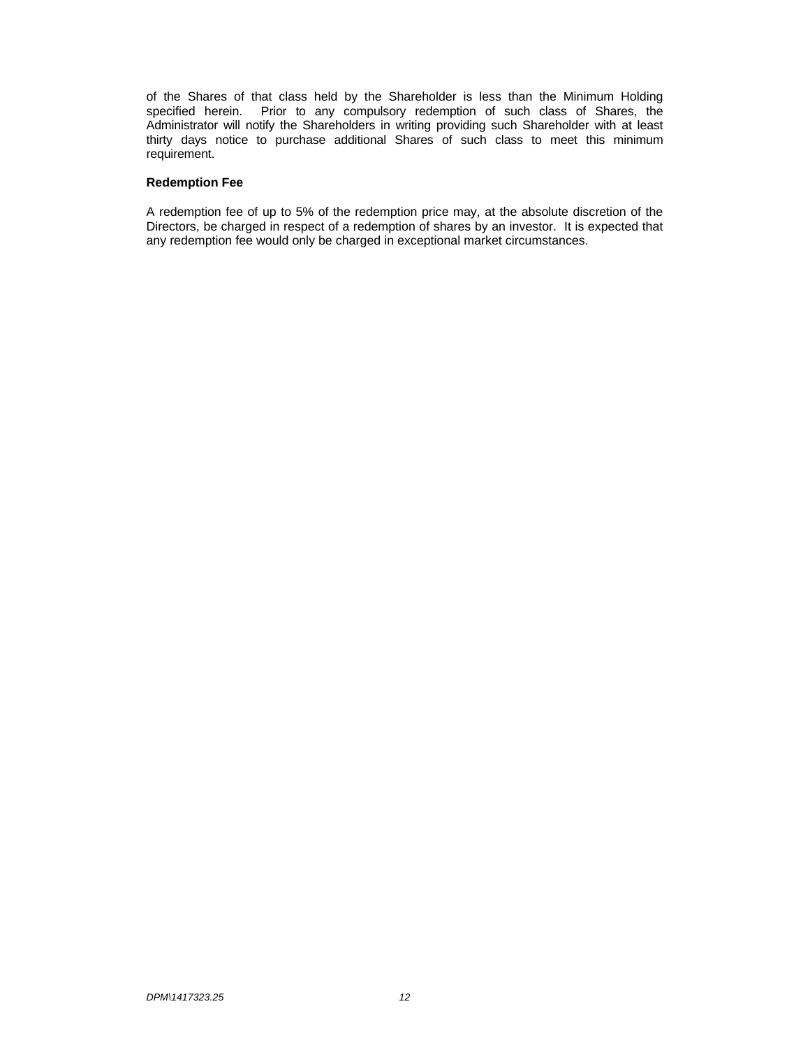of the Shares of that class held by the Shareholder is less than the Minimum Holding specified herein. Prior to any compulsory redemption of such class of Shares, the Administrator will notify the Shareholders in writing providing such Shareholder with at least thirty days notice to purchase additional Shares of such class to meet this minimum requirement.

**Redemption Fee**

A redemption fee of up to 5% of the redemption price may, at the absolute discretion of the Directors, be charged in respect of a redemption of shares by an investor. It is expected that any redemption fee would only be charged in exceptional market circumstances.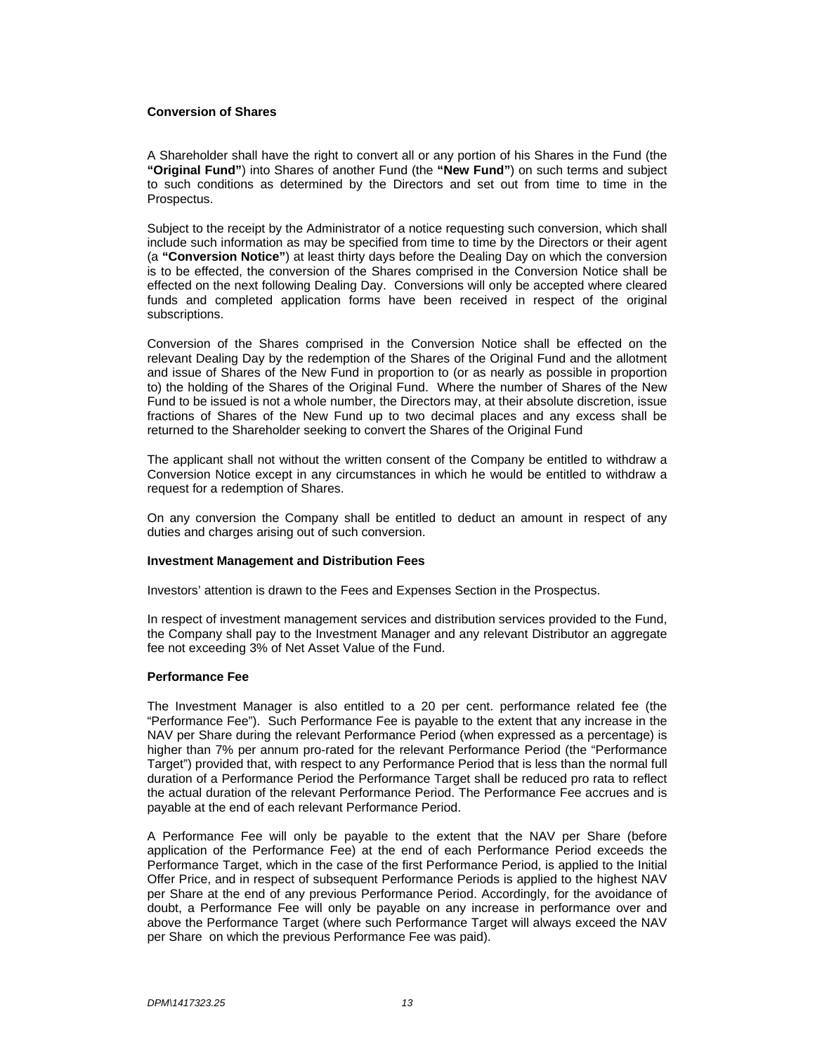**Conversion of Shares**

A Shareholder shall have the right to convert all or any portion of his Shares in the Fund (the **"Original Fund"**) into Shares of another Fund (the **"New Fund"**) on such terms and subject to such conditions as determined by the Directors and set out from time to time in the Prospectus.

Subject to the receipt by the Administrator of a notice requesting such conversion, which shall include such information as may be specified from time to time by the Directors or their agent (a **"Conversion Notice"**) at least thirty days before the Dealing Day on which the conversion is to be effected, the conversion of the Shares comprised in the Conversion Notice shall be effected on the next following Dealing Day. Conversions will only be accepted where cleared funds and completed application forms have been received in respect of the original subscriptions.

Conversion of the Shares comprised in the Conversion Notice shall be effected on the relevant Dealing Day by the redemption of the Shares of the Original Fund and the allotment and issue of Shares of the New Fund in proportion to (or as nearly as possible in proportion to) the holding of the Shares of the Original Fund. Where the number of Shares of the New Fund to be issued is not a whole number, the Directors may, at their absolute discretion, issue fractions of Shares of the New Fund up to two decimal places and any excess shall be returned to the Shareholder seeking to convert the Shares of the Original Fund

The applicant shall not without the written consent of the Company be entitled to withdraw a Conversion Notice except in any circumstances in which he would be entitled to withdraw a request for a redemption of Shares.

On any conversion the Company shall be entitled to deduct an amount in respect of any duties and charges arising out of such conversion.

**Investment Management and Distribution Fees**

Investors' attention is drawn to the Fees and Expenses Section in the Prospectus.

In respect of investment management services and distribution services provided to the Fund, the Company shall pay to the Investment Manager and any relevant Distributor an aggregate fee not exceeding 3% of Net Asset Value of the Fund.

**Performance Fee**

The Investment Manager is also entitled to a 20 per cent. performance related fee (the "Performance Fee"). Such Performance Fee is payable to the extent that any increase in the NAV per Share during the relevant Performance Period (when expressed as a percentage) is higher than 7% per annum pro-rated for the relevant Performance Period (the "Performance Target") provided that, with respect to any Performance Period that is less than the normal full duration of a Performance Period the Performance Target shall be reduced pro rata to reflect the actual duration of the relevant Performance Period. The Performance Fee accrues and is payable at the end of each relevant Performance Period.

A Performance Fee will only be payable to the extent that the NAV per Share (before application of the Performance Fee) at the end of each Performance Period exceeds the Performance Target, which in the case of the first Performance Period, is applied to the Initial Offer Price, and in respect of subsequent Performance Periods is applied to the highest NAV per Share at the end of any previous Performance Period. Accordingly, for the avoidance of doubt, a Performance Fee will only be payable on any increase in performance over and above the Performance Target (where such Performance Target will always exceed the NAV per Share on which the previous Performance Fee was paid).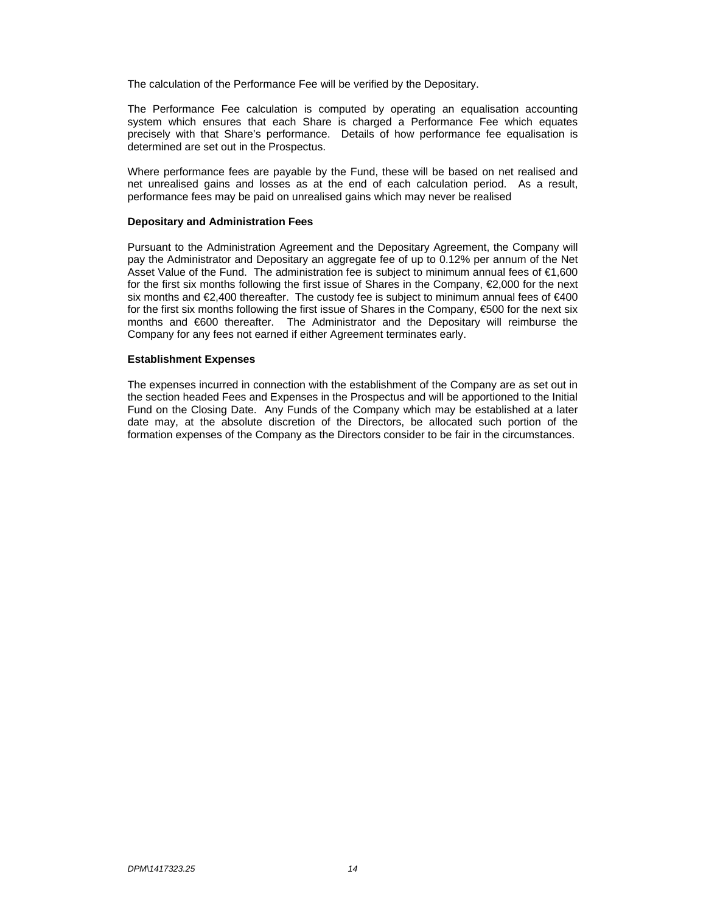The calculation of the Performance Fee will be verified by the Depositary.

The Performance Fee calculation is computed by operating an equalisation accounting system which ensures that each Share is charged a Performance Fee which equates precisely with that Share's performance. Details of how performance fee equalisation is determined are set out in the Prospectus.

Where performance fees are payable by the Fund, these will be based on net realised and net unrealised gains and losses as at the end of each calculation period. As a result, performance fees may be paid on unrealised gains which may never be realised

**Depositary and Administration Fees**

Pursuant to the Administration Agreement and the Depositary Agreement, the Company will pay the Administrator and Depositary an aggregate fee of up to 0.12% per annum of the Net Asset Value of the Fund. The administration fee is subject to minimum annual fees of €1,600 for the first six months following the first issue of Shares in the Company, €2,000 for the next six months and €2,400 thereafter. The custody fee is subject to minimum annual fees of €400 for the first six months following the first issue of Shares in the Company, €500 for the next six months and €600 thereafter. The Administrator and the Depositary will reimburse the Company for any fees not earned if either Agreement terminates early.

**Establishment Expenses**

The expenses incurred in connection with the establishment of the Company are as set out in the section headed Fees and Expenses in the Prospectus and will be apportioned to the Initial Fund on the Closing Date. Any Funds of the Company which may be established at a later date may, at the absolute discretion of the Directors, be allocated such portion of the formation expenses of the Company as the Directors consider to be fair in the circumstances.

*DPM\1417323.25*